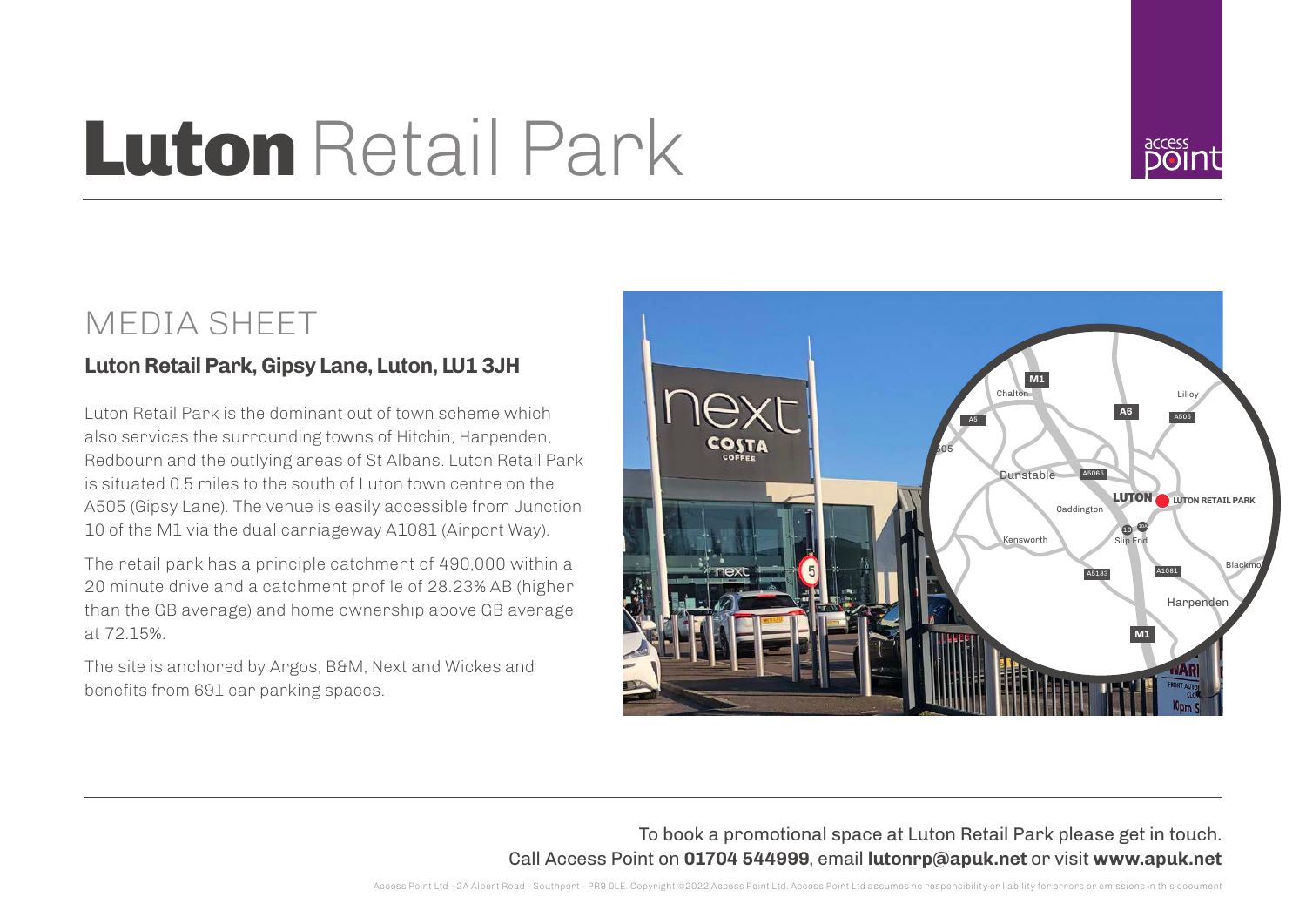# Luton Retail Park

## MEDIA SHEET

### Luton Retail Park, Gipsy Lane, Luton, LU1 3JH

Luton Retail Park is the dominant out of town scheme which also services the surrounding towns of Hitchin, Harpenden, Redbourn and the outlying areas of St Albans. Luton Retail Park is situated 0.5 miles to the south of Luton town centre on the A505 (Gipsy Lane). The venue is easily accessible from Junction 10 of the M1 via the dual carriageway A1081 (Airport Way).

The retail park has a principle catchment of 490,000 within a 20 minute drive and a catchment profile of 28.23% AB (higher than the GB average) and home ownership above GB average at 72.15%.

The site is anchored by Argos, B&M, Next and Wickes and benefits from 691 car parking spaces.

To book a promotional space at Luton Retail Park please get in touch.
Call Access Point on **01704 544999**, email **lutonrp@apuk.net** or visit **www.apuk.net**

Access Point Ltd - 2A Albert Road - Southport - PR9 0LE. Copyright ©2022 Access Point Ltd. Access Point Ltd assumes no responsibility or liability for errors or omissions in this document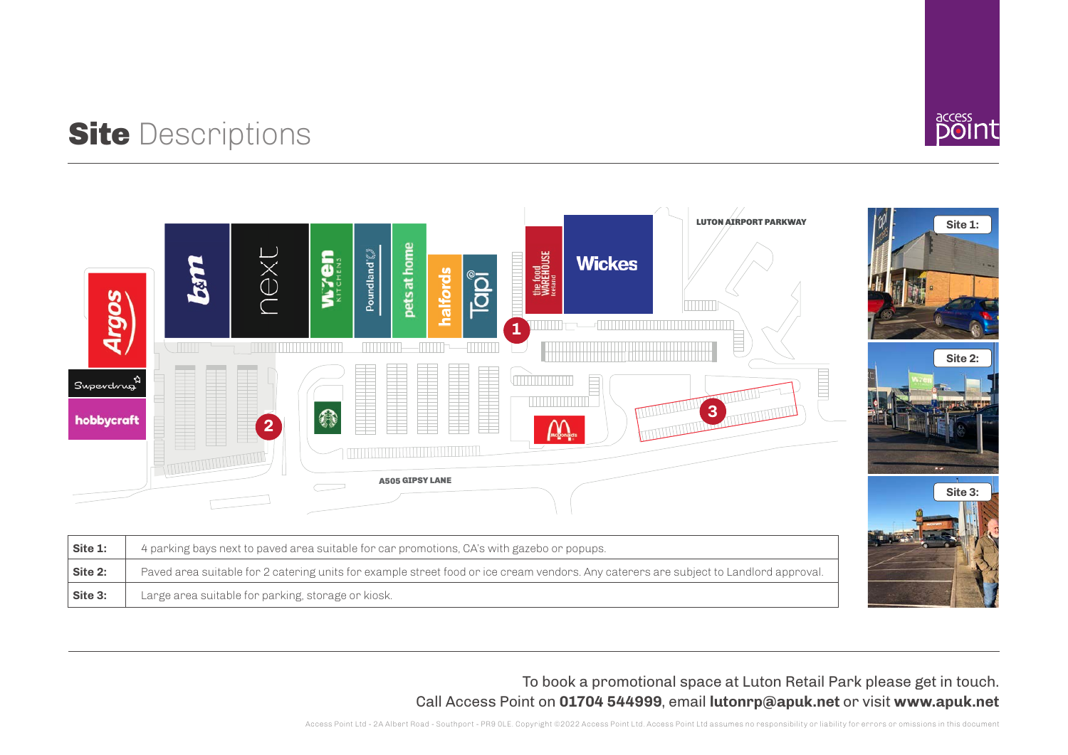# **Site** Descriptions

LUTON AIRPORT PARKWAY

A505 GIPSY LANE

Site 1:

Site 2:

Site 3:

| | |
|---|---|
| **Site 1:** | 4 parking bays next to paved area suitable for car promotions, CA's with gazebo or popups. |
| **Site 2:** | Paved area suitable for 2 catering units for example street food or ice cream vendors. Any caterers are subject to Landlord approval. |
| **Site 3:** | Large area suitable for parking, storage or kiosk. |

To book a promotional space at Luton Retail Park please get in touch.
Call Access Point on **01704 544999**, email **lutonrp@apuk.net** or visit **www.apuk.net**

Access Point Ltd - 2A Albert Road - Southport - PR9 0LE. Copyright ©2022 Access Point Ltd. Access Point Ltd assumes no responsibility or liability for errors or omissions in this document